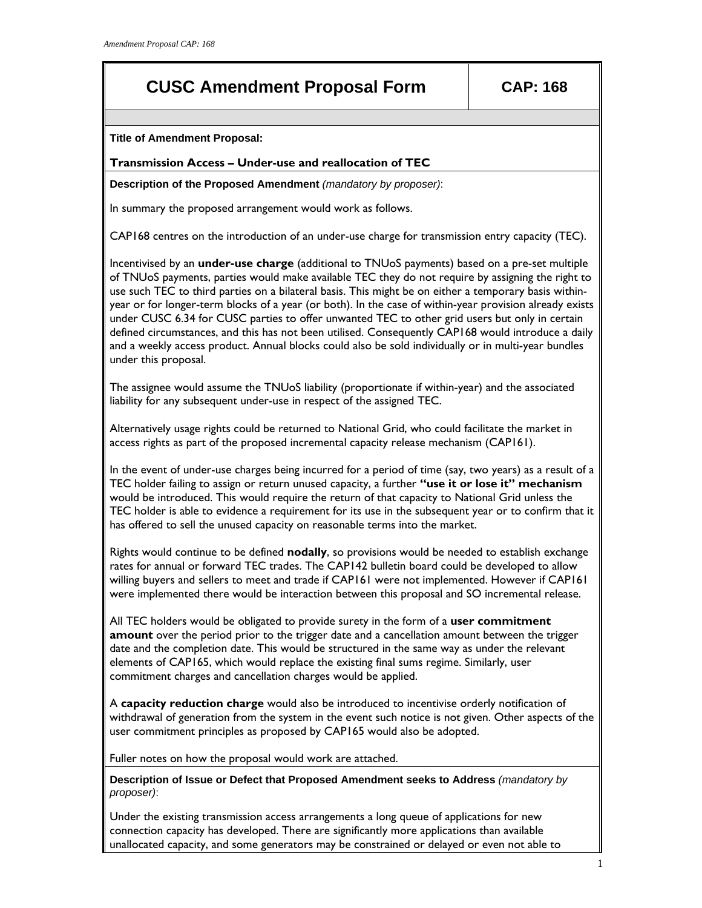# CUSC Amendment Proposal Form — CAP: 168

**Title of Amendment Proposal:**

**Transmission Access – Under-use and reallocation of TEC**

**Description of the Proposed Amendment** *(mandatory by proposer)*:

In summary the proposed arrangement would work as follows.

CAP168 centres on the introduction of an under-use charge for transmission entry capacity (TEC).

Incentivised by an **under-use charge** (additional to TNUoS payments) based on a pre-set multiple of TNUoS payments, parties would make available TEC they do not require by assigning the right to use such TEC to third parties on a bilateral basis. This might be on either a temporary basis within-year or for longer-term blocks of a year (or both). In the case of within-year provision already exists under CUSC 6.34 for CUSC parties to offer unwanted TEC to other grid users but only in certain defined circumstances, and this has not been utilised. Consequently CAP168 would introduce a daily and a weekly access product. Annual blocks could also be sold individually or in multi-year bundles under this proposal.

The assignee would assume the TNUoS liability (proportionate if within-year) and the associated liability for any subsequent under-use in respect of the assigned TEC.

Alternatively usage rights could be returned to National Grid, who could facilitate the market in access rights as part of the proposed incremental capacity release mechanism (CAP161).

In the event of under-use charges being incurred for a period of time (say, two years) as a result of a TEC holder failing to assign or return unused capacity, a further **"use it or lose it" mechanism** would be introduced. This would require the return of that capacity to National Grid unless the TEC holder is able to evidence a requirement for its use in the subsequent year or to confirm that it has offered to sell the unused capacity on reasonable terms into the market.

Rights would continue to be defined **nodally**, so provisions would be needed to establish exchange rates for annual or forward TEC trades. The CAP142 bulletin board could be developed to allow willing buyers and sellers to meet and trade if CAP161 were not implemented. However if CAP161 were implemented there would be interaction between this proposal and SO incremental release.

All TEC holders would be obligated to provide surety in the form of a **user commitment amount** over the period prior to the trigger date and a cancellation amount between the trigger date and the completion date. This would be structured in the same way as under the relevant elements of CAP165, which would replace the existing final sums regime. Similarly, user commitment charges and cancellation charges would be applied.

A **capacity reduction charge** would also be introduced to incentivise orderly notification of withdrawal of generation from the system in the event such notice is not given. Other aspects of the user commitment principles as proposed by CAP165 would also be adopted.

Fuller notes on how the proposal would work are attached.

**Description of Issue or Defect that Proposed Amendment seeks to Address** *(mandatory by proposer)*:

Under the existing transmission access arrangements a long queue of applications for new connection capacity has developed. There are significantly more applications than available unallocated capacity, and some generators may be constrained or delayed or even not able to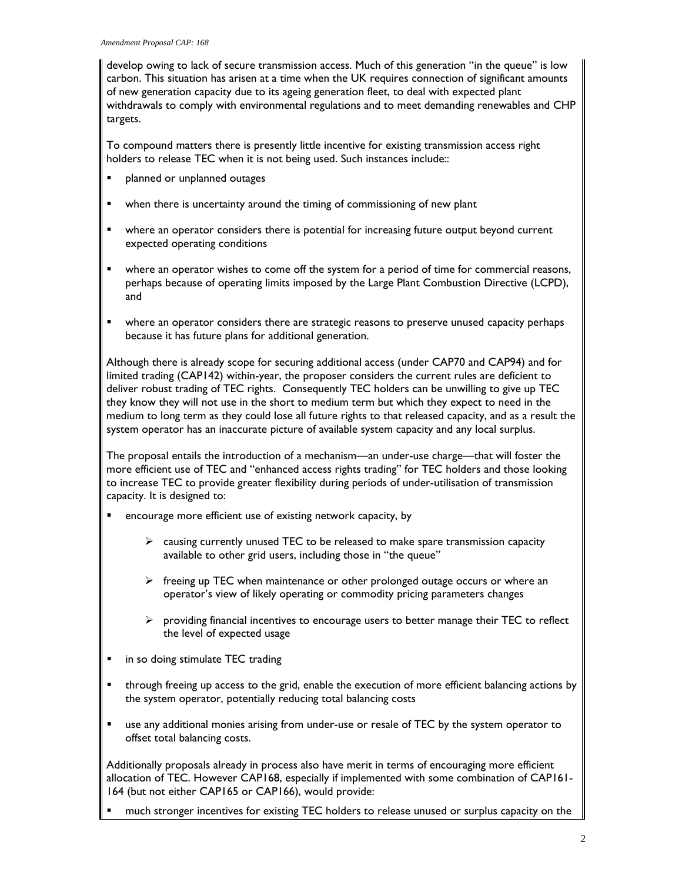develop owing to lack of secure transmission access. Much of this generation "in the queue" is low carbon. This situation has arisen at a time when the UK requires connection of significant amounts of new generation capacity due to its ageing generation fleet, to deal with expected plant withdrawals to comply with environmental regulations and to meet demanding renewables and CHP targets.

To compound matters there is presently little incentive for existing transmission access right holders to release TEC when it is not being used. Such instances include::

- planned or unplanned outages
- when there is uncertainty around the timing of commissioning of new plant
- where an operator considers there is potential for increasing future output beyond current expected operating conditions
- where an operator wishes to come off the system for a period of time for commercial reasons, perhaps because of operating limits imposed by the Large Plant Combustion Directive (LCPD), and
- where an operator considers there are strategic reasons to preserve unused capacity perhaps because it has future plans for additional generation.

Although there is already scope for securing additional access (under CAP70 and CAP94) and for limited trading (CAP142) within-year, the proposer considers the current rules are deficient to deliver robust trading of TEC rights. Consequently TEC holders can be unwilling to give up TEC they know they will not use in the short to medium term but which they expect to need in the medium to long term as they could lose all future rights to that released capacity, and as a result the system operator has an inaccurate picture of available system capacity and any local surplus.

The proposal entails the introduction of a mechanism—an under-use charge—that will foster the more efficient use of TEC and "enhanced access rights trading" for TEC holders and those looking to increase TEC to provide greater flexibility during periods of under-utilisation of transmission capacity. It is designed to:

- encourage more efficient use of existing network capacity, by
  - causing currently unused TEC to be released to make spare transmission capacity available to other grid users, including those in "the queue"
  - freeing up TEC when maintenance or other prolonged outage occurs or where an operator's view of likely operating or commodity pricing parameters changes
  - providing financial incentives to encourage users to better manage their TEC to reflect the level of expected usage
- in so doing stimulate TEC trading
- through freeing up access to the grid, enable the execution of more efficient balancing actions by the system operator, potentially reducing total balancing costs
- use any additional monies arising from under-use or resale of TEC by the system operator to offset total balancing costs.

Additionally proposals already in process also have merit in terms of encouraging more efficient allocation of TEC. However CAP168, especially if implemented with some combination of CAP161-164 (but not either CAP165 or CAP166), would provide:

- much stronger incentives for existing TEC holders to release unused or surplus capacity on the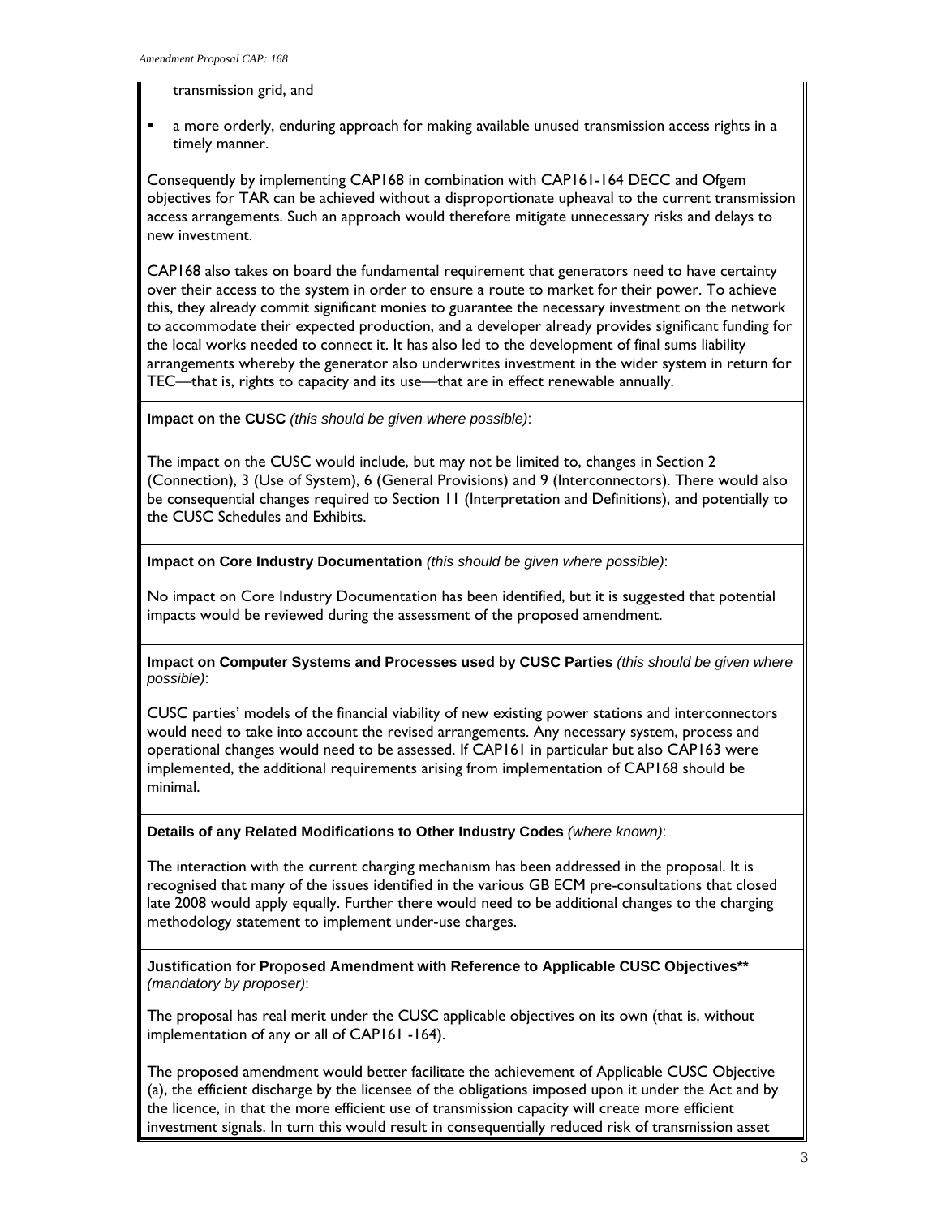transmission grid, and

- a more orderly, enduring approach for making available unused transmission access rights in a timely manner.

Consequently by implementing CAP168 in combination with CAP161-164 DECC and Ofgem objectives for TAR can be achieved without a disproportionate upheaval to the current transmission access arrangements. Such an approach would therefore mitigate unnecessary risks and delays to new investment.

CAP168 also takes on board the fundamental requirement that generators need to have certainty over their access to the system in order to ensure a route to market for their power. To achieve this, they already commit significant monies to guarantee the necessary investment on the network to accommodate their expected production, and a developer already provides significant funding for the local works needed to connect it. It has also led to the development of final sums liability arrangements whereby the generator also underwrites investment in the wider system in return for TEC—that is, rights to capacity and its use—that are in effect renewable annually.

**Impact on the CUSC** *(this should be given where possible)*:

The impact on the CUSC would include, but may not be limited to, changes in Section 2 (Connection), 3 (Use of System), 6 (General Provisions) and 9 (Interconnectors). There would also be consequential changes required to Section 11 (Interpretation and Definitions), and potentially to the CUSC Schedules and Exhibits.

**Impact on Core Industry Documentation** *(this should be given where possible)*:

No impact on Core Industry Documentation has been identified, but it is suggested that potential impacts would be reviewed during the assessment of the proposed amendment.

**Impact on Computer Systems and Processes used by CUSC Parties** *(this should be given where possible)*:

CUSC parties' models of the financial viability of new existing power stations and interconnectors would need to take into account the revised arrangements. Any necessary system, process and operational changes would need to be assessed. If CAP161 in particular but also CAP163 were implemented, the additional requirements arising from implementation of CAP168 should be minimal.

**Details of any Related Modifications to Other Industry Codes** *(where known)*:

The interaction with the current charging mechanism has been addressed in the proposal. It is recognised that many of the issues identified in the various GB ECM pre-consultations that closed late 2008 would apply equally. Further there would need to be additional changes to the charging methodology statement to implement under-use charges.

**Justification for Proposed Amendment with Reference to Applicable CUSC Objectives\*\*** *(mandatory by proposer)*:

The proposal has real merit under the CUSC applicable objectives on its own (that is, without implementation of any or all of CAP161 -164).

The proposed amendment would better facilitate the achievement of Applicable CUSC Objective (a), the efficient discharge by the licensee of the obligations imposed upon it under the Act and by the licence, in that the more efficient use of transmission capacity will create more efficient investment signals. In turn this would result in consequentially reduced risk of transmission asset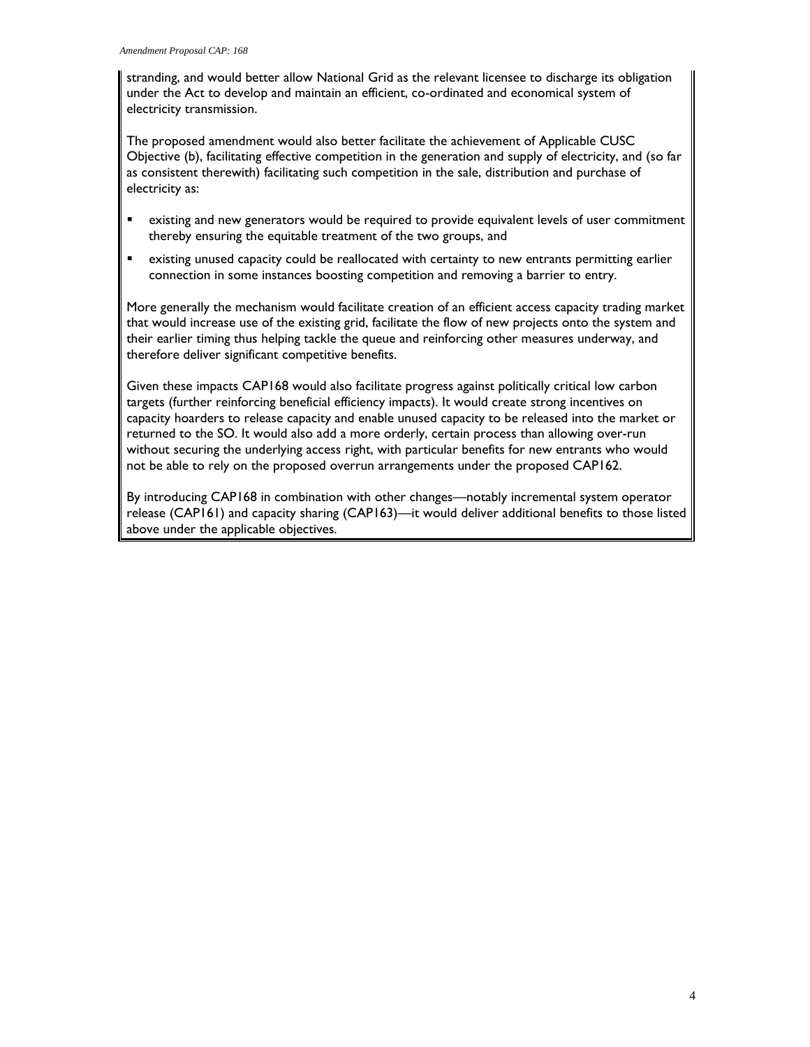stranding, and would better allow National Grid as the relevant licensee to discharge its obligation under the Act to develop and maintain an efficient, co-ordinated and economical system of electricity transmission.

The proposed amendment would also better facilitate the achievement of Applicable CUSC Objective (b), facilitating effective competition in the generation and supply of electricity, and (so far as consistent therewith) facilitating such competition in the sale, distribution and purchase of electricity as:

- existing and new generators would be required to provide equivalent levels of user commitment thereby ensuring the equitable treatment of the two groups, and
- existing unused capacity could be reallocated with certainty to new entrants permitting earlier connection in some instances boosting competition and removing a barrier to entry.

More generally the mechanism would facilitate creation of an efficient access capacity trading market that would increase use of the existing grid, facilitate the flow of new projects onto the system and their earlier timing thus helping tackle the queue and reinforcing other measures underway, and therefore deliver significant competitive benefits.

Given these impacts CAP168 would also facilitate progress against politically critical low carbon targets (further reinforcing beneficial efficiency impacts). It would create strong incentives on capacity hoarders to release capacity and enable unused capacity to be released into the market or returned to the SO. It would also add a more orderly, certain process than allowing over-run without securing the underlying access right, with particular benefits for new entrants who would not be able to rely on the proposed overrun arrangements under the proposed CAP162.

By introducing CAP168 in combination with other changes—notably incremental system operator release (CAP161) and capacity sharing (CAP163)—it would deliver additional benefits to those listed above under the applicable objectives.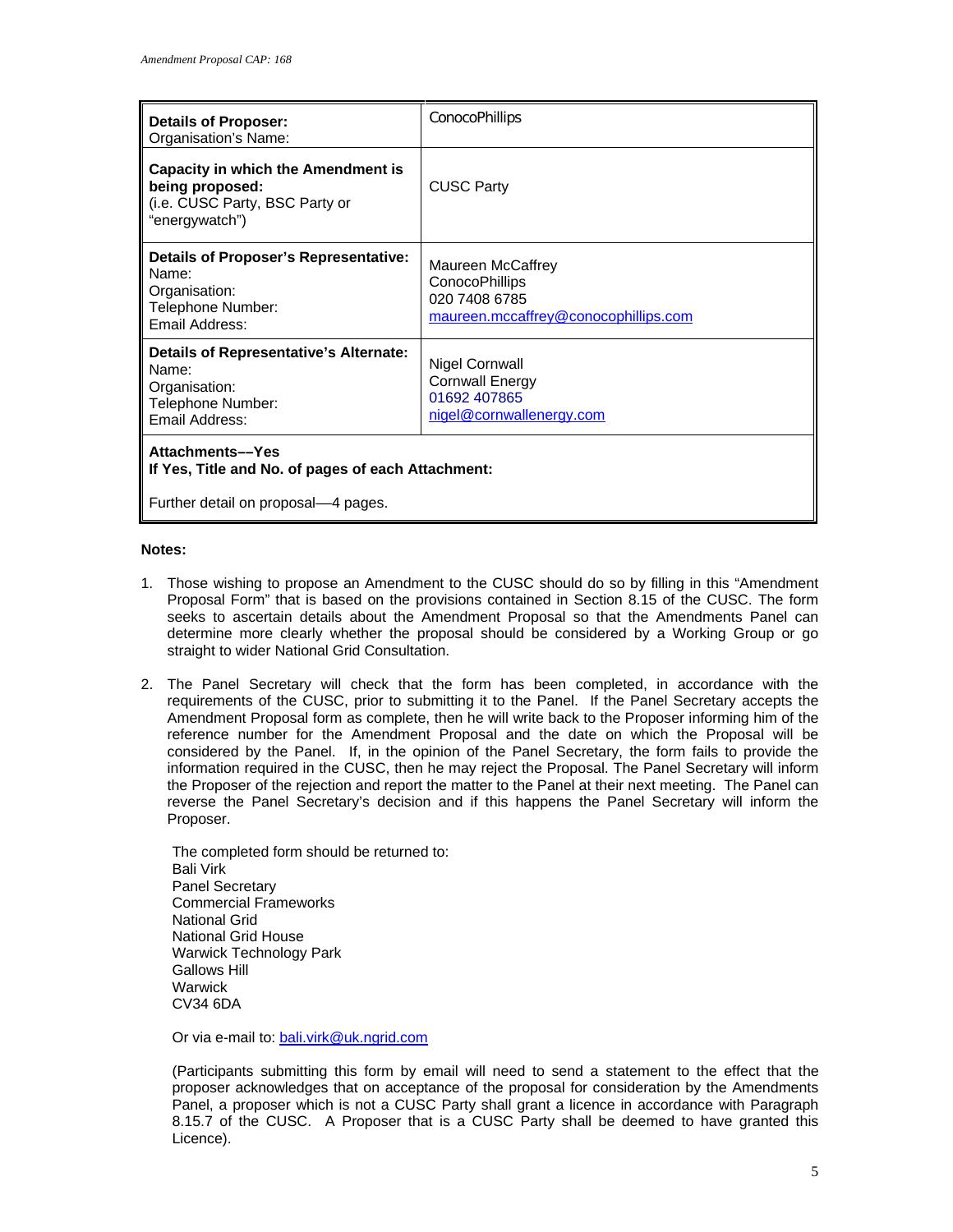| **Details of Proposer:** Organisation's Name: | ConocoPhillips |
|---|---|
| **Capacity in which the Amendment is being proposed:** (i.e. CUSC Party, BSC Party or "energywatch") | CUSC Party |
| **Details of Proposer's Representative:** Name: Organisation: Telephone Number: Email Address: | Maureen McCaffrey ConocoPhillips 020 7408 6785 maureen.mccaffrey@conocophillips.com |
| **Details of Representative's Alternate:** Name: Organisation: Telephone Number: Email Address: | Nigel Cornwall Cornwall Energy 01692 407865 nigel@cornwallenergy.com |
| **Attachments––Yes** **If Yes, Title and No. of pages of each Attachment:** Further detail on proposal—4 pages. | |

**Notes:**

1. Those wishing to propose an Amendment to the CUSC should do so by filling in this "Amendment Proposal Form" that is based on the provisions contained in Section 8.15 of the CUSC. The form seeks to ascertain details about the Amendment Proposal so that the Amendments Panel can determine more clearly whether the proposal should be considered by a Working Group or go straight to wider National Grid Consultation.

2. The Panel Secretary will check that the form has been completed, in accordance with the requirements of the CUSC, prior to submitting it to the Panel. If the Panel Secretary accepts the Amendment Proposal form as complete, then he will write back to the Proposer informing him of the reference number for the Amendment Proposal and the date on which the Proposal will be considered by the Panel. If, in the opinion of the Panel Secretary, the form fails to provide the information required in the CUSC, then he may reject the Proposal. The Panel Secretary will inform the Proposer of the rejection and report the matter to the Panel at their next meeting. The Panel can reverse the Panel Secretary's decision and if this happens the Panel Secretary will inform the Proposer.

   The completed form should be returned to:
   Bali Virk
   Panel Secretary
   Commercial Frameworks
   National Grid
   National Grid House
   Warwick Technology Park
   Gallows Hill
   Warwick
   CV34 6DA

   Or via e-mail to: bali.virk@uk.ngrid.com

   (Participants submitting this form by email will need to send a statement to the effect that the proposer acknowledges that on acceptance of the proposal for consideration by the Amendments Panel, a proposer which is not a CUSC Party shall grant a licence in accordance with Paragraph 8.15.7 of the CUSC. A Proposer that is a CUSC Party shall be deemed to have granted this Licence).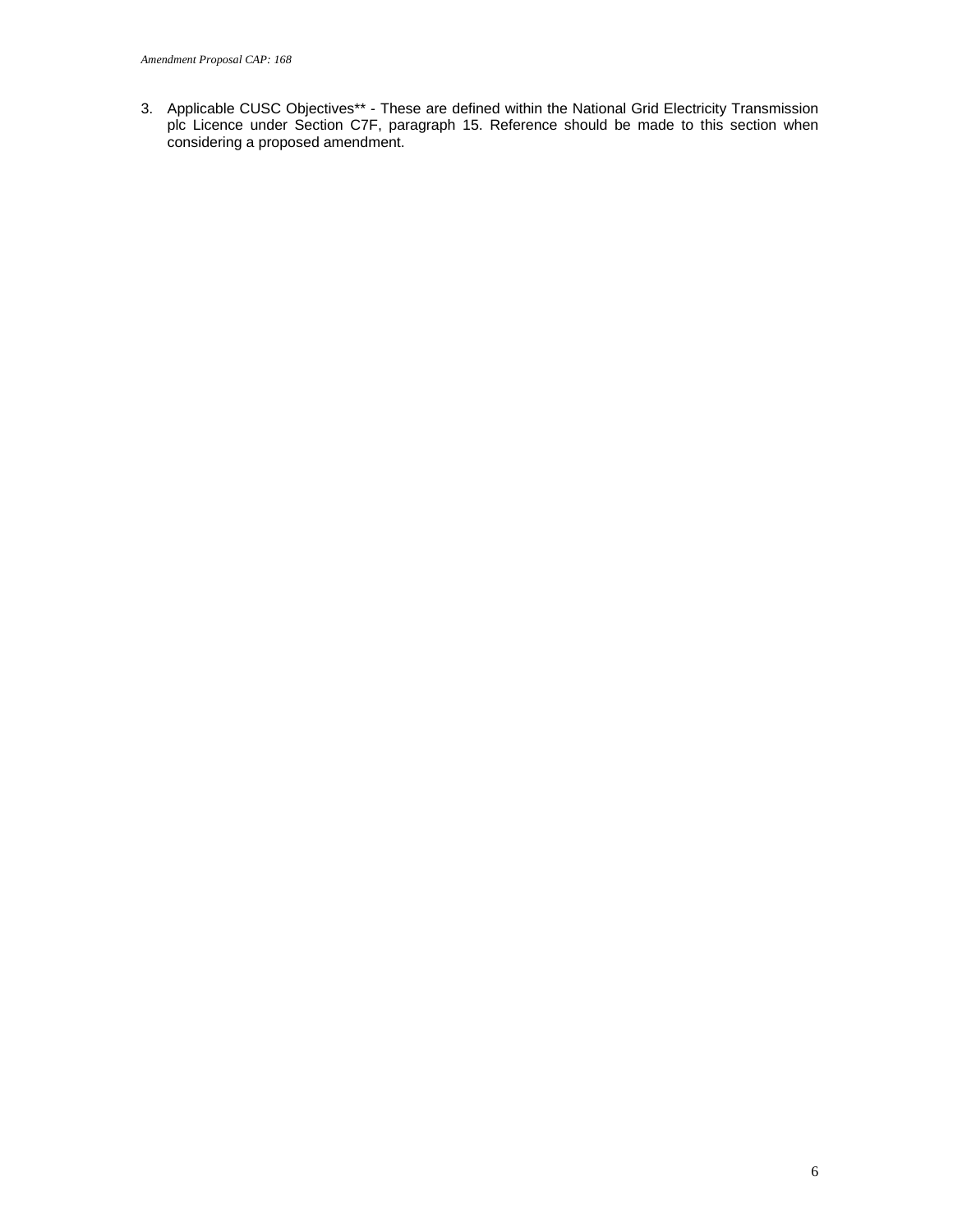3. Applicable CUSC Objectives** - These are defined within the National Grid Electricity Transmission plc Licence under Section C7F, paragraph 15. Reference should be made to this section when considering a proposed amendment.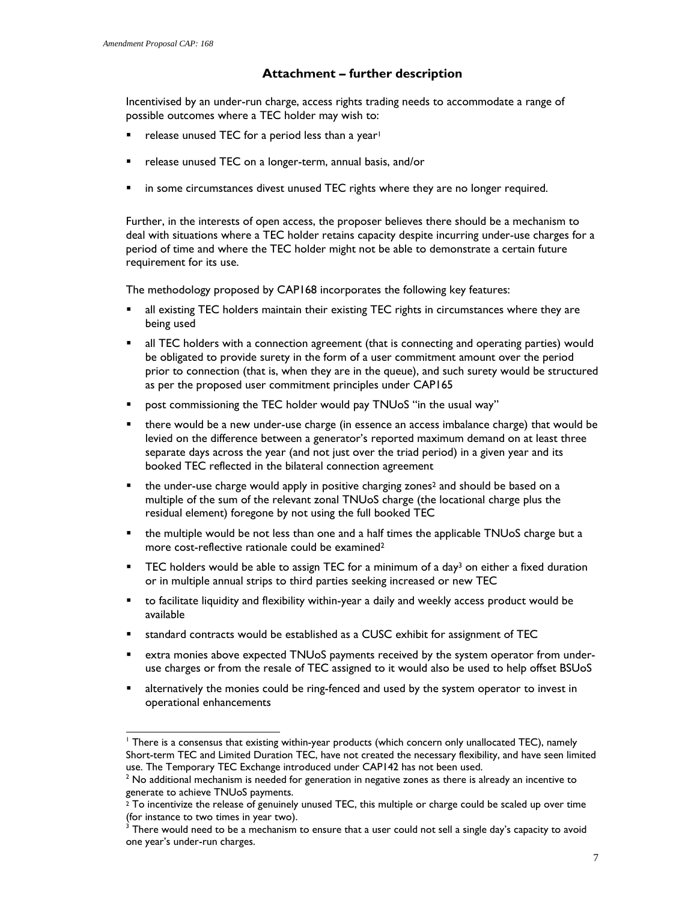## Attachment – further description

Incentivised by an under-run charge, access rights trading needs to accommodate a range of possible outcomes where a TEC holder may wish to:

- release unused TEC for a period less than a year[1]
- release unused TEC on a longer-term, annual basis, and/or
- in some circumstances divest unused TEC rights where they are no longer required.

Further, in the interests of open access, the proposer believes there should be a mechanism to deal with situations where a TEC holder retains capacity despite incurring under-use charges for a period of time and where the TEC holder might not be able to demonstrate a certain future requirement for its use.

The methodology proposed by CAP168 incorporates the following key features:

- all existing TEC holders maintain their existing TEC rights in circumstances where they are being used
- all TEC holders with a connection agreement (that is connecting and operating parties) would be obligated to provide surety in the form of a user commitment amount over the period prior to connection (that is, when they are in the queue), and such surety would be structured as per the proposed user commitment principles under CAP165
- post commissioning the TEC holder would pay TNUoS "in the usual way"
- there would be a new under-use charge (in essence an access imbalance charge) that would be levied on the difference between a generator's reported maximum demand on at least three separate days across the year (and not just over the triad period) in a given year and its booked TEC reflected in the bilateral connection agreement
- the under-use charge would apply in positive charging zones[2] and should be based on a multiple of the sum of the relevant zonal TNUoS charge (the locational charge plus the residual element) foregone by not using the full booked TEC
- the multiple would be not less than one and a half times the applicable TNUoS charge but a more cost-reflective rationale could be examined[2]
- TEC holders would be able to assign TEC for a minimum of a day[3] on either a fixed duration or in multiple annual strips to third parties seeking increased or new TEC
- to facilitate liquidity and flexibility within-year a daily and weekly access product would be available
- standard contracts would be established as a CUSC exhibit for assignment of TEC
- extra monies above expected TNUoS payments received by the system operator from under-use charges or from the resale of TEC assigned to it would also be used to help offset BSUoS
- alternatively the monies could be ring-fenced and used by the system operator to invest in operational enhancements

---

[1] There is a consensus that existing within-year products (which concern only unallocated TEC), namely Short-term TEC and Limited Duration TEC, have not created the necessary flexibility, and have seen limited use. The Temporary TEC Exchange introduced under CAP142 has not been used.

[2] No additional mechanism is needed for generation in negative zones as there is already an incentive to generate to achieve TNUoS payments.

[2] To incentivize the release of genuinely unused TEC, this multiple or charge could be scaled up over time (for instance to two times in year two).

[3] There would need to be a mechanism to ensure that a user could not sell a single day's capacity to avoid one year's under-run charges.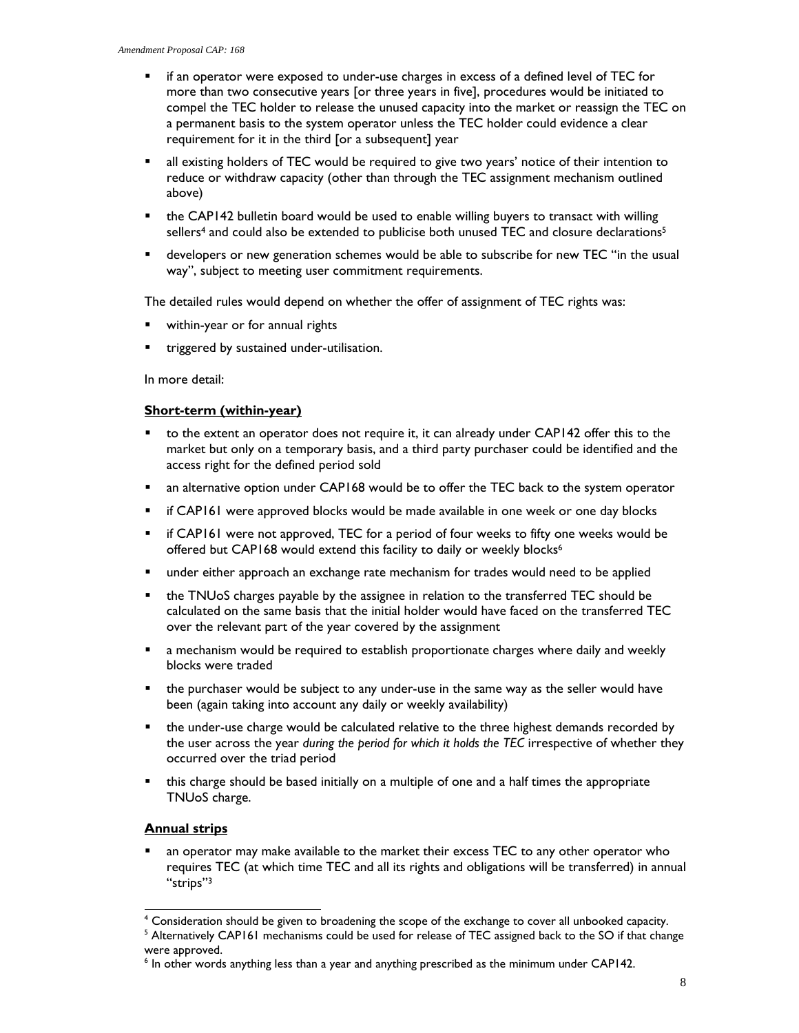- if an operator were exposed to under-use charges in excess of a defined level of TEC for more than two consecutive years [or three years in five], procedures would be initiated to compel the TEC holder to release the unused capacity into the market or reassign the TEC on a permanent basis to the system operator unless the TEC holder could evidence a clear requirement for it in the third [or a subsequent] year
- all existing holders of TEC would be required to give two years' notice of their intention to reduce or withdraw capacity (other than through the TEC assignment mechanism outlined above)
- the CAP142 bulletin board would be used to enable willing buyers to transact with willing sellers[4] and could also be extended to publicise both unused TEC and closure declarations[5]
- developers or new generation schemes would be able to subscribe for new TEC "in the usual way", subject to meeting user commitment requirements.

The detailed rules would depend on whether the offer of assignment of TEC rights was:

- within-year or for annual rights
- triggered by sustained under-utilisation.

In more detail:

**Short-term (within-year)**

- to the extent an operator does not require it, it can already under CAP142 offer this to the market but only on a temporary basis, and a third party purchaser could be identified and the access right for the defined period sold
- an alternative option under CAP168 would be to offer the TEC back to the system operator
- if CAP161 were approved blocks would be made available in one week or one day blocks
- if CAP161 were not approved, TEC for a period of four weeks to fifty one weeks would be offered but CAP168 would extend this facility to daily or weekly blocks[6]
- under either approach an exchange rate mechanism for trades would need to be applied
- the TNUoS charges payable by the assignee in relation to the transferred TEC should be calculated on the same basis that the initial holder would have faced on the transferred TEC over the relevant part of the year covered by the assignment
- a mechanism would be required to establish proportionate charges where daily and weekly blocks were traded
- the purchaser would be subject to any under-use in the same way as the seller would have been (again taking into account any daily or weekly availability)
- the under-use charge would be calculated relative to the three highest demands recorded by the user across the year *during the period for which it holds the TEC* irrespective of whether they occurred over the triad period
- this charge should be based initially on a multiple of one and a half times the appropriate TNUoS charge.

**Annual strips**

- an operator may make available to the market their excess TEC to any other operator who requires TEC (at which time TEC and all its rights and obligations will be transferred) in annual "strips"[3]

[4] Consideration should be given to broadening the scope of the exchange to cover all unbooked capacity.

[5] Alternatively CAP161 mechanisms could be used for release of TEC assigned back to the SO if that change were approved.

[6] In other words anything less than a year and anything prescribed as the minimum under CAP142.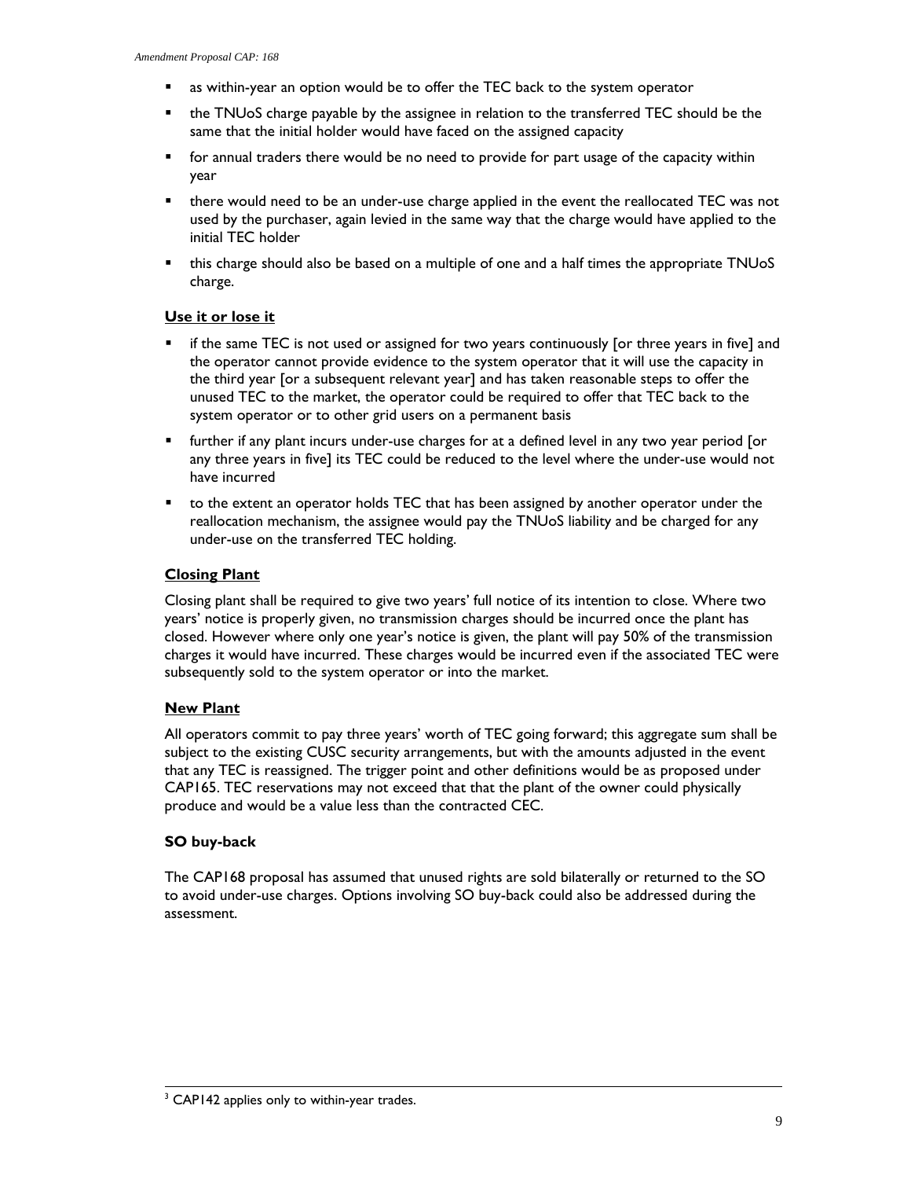- as within-year an option would be to offer the TEC back to the system operator
- the TNUoS charge payable by the assignee in relation to the transferred TEC should be the same that the initial holder would have faced on the assigned capacity
- for annual traders there would be no need to provide for part usage of the capacity within year
- there would need to be an under-use charge applied in the event the reallocated TEC was not used by the purchaser, again levied in the same way that the charge would have applied to the initial TEC holder
- this charge should also be based on a multiple of one and a half times the appropriate TNUoS charge.

**Use it or lose it**

- if the same TEC is not used or assigned for two years continuously [or three years in five] and the operator cannot provide evidence to the system operator that it will use the capacity in the third year [or a subsequent relevant year] and has taken reasonable steps to offer the unused TEC to the market, the operator could be required to offer that TEC back to the system operator or to other grid users on a permanent basis
- further if any plant incurs under-use charges for at a defined level in any two year period [or any three years in five] its TEC could be reduced to the level where the under-use would not have incurred
- to the extent an operator holds TEC that has been assigned by another operator under the reallocation mechanism, the assignee would pay the TNUoS liability and be charged for any under-use on the transferred TEC holding.

**Closing Plant**

Closing plant shall be required to give two years' full notice of its intention to close. Where two years' notice is properly given, no transmission charges should be incurred once the plant has closed. However where only one year's notice is given, the plant will pay 50% of the transmission charges it would have incurred. These charges would be incurred even if the associated TEC were subsequently sold to the system operator or into the market.

**New Plant**

All operators commit to pay three years' worth of TEC going forward; this aggregate sum shall be subject to the existing CUSC security arrangements, but with the amounts adjusted in the event that any TEC is reassigned. The trigger point and other definitions would be as proposed under CAP165. TEC reservations may not exceed that that the plant of the owner could physically produce and would be a value less than the contracted CEC.

**SO buy-back**

The CAP168 proposal has assumed that unused rights are sold bilaterally or returned to the SO to avoid under-use charges. Options involving SO buy-back could also be addressed during the assessment.

[3] CAP142 applies only to within-year trades.